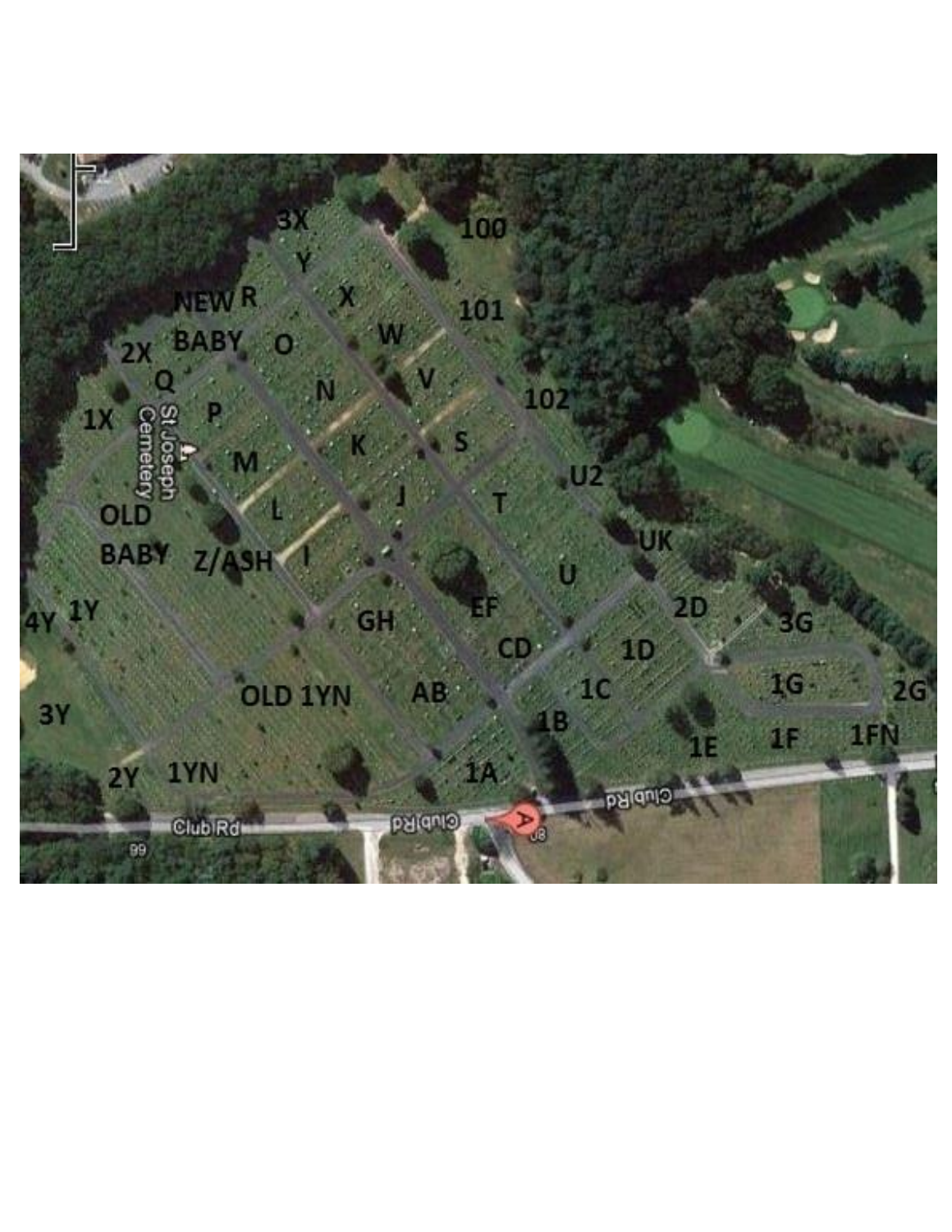3X 100

Y

NEW R X 101

BABY O W

2X

Q N V 102

1X St Joseph Cemetery P

K S

M U2

J T

L

OLD

BABY Z/ASH I UK

U

4Y 1Y EF 2D

GH 3G

CD 1D

1C 1G

OLD 1YN AB 2G

3Y 1B

1E 1F 1FN

2Y 1YN 1A

Club Rd Club Rd A Club Rd

99 98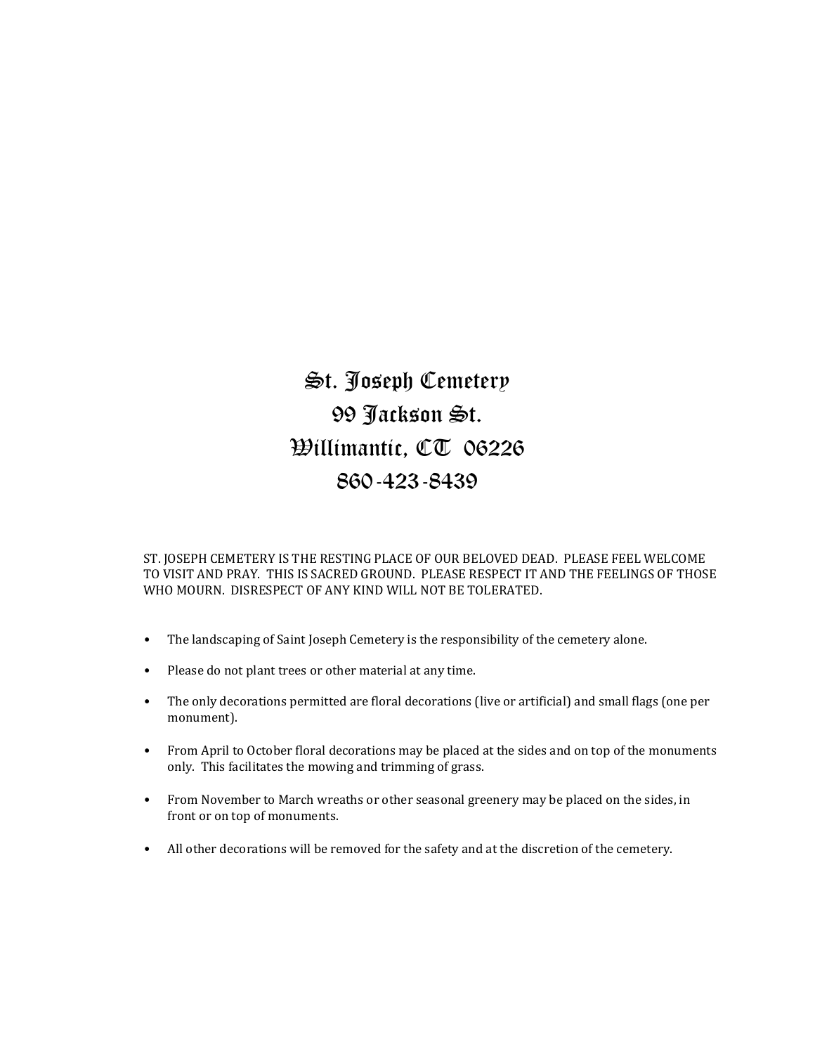# St. Joseph Cemetery
# 99 Jackson St.
# Willimantic, CT 06226
# 860-423-8439

ST. JOSEPH CEMETERY IS THE RESTING PLACE OF OUR BELOVED DEAD. PLEASE FEEL WELCOME TO VISIT AND PRAY. THIS IS SACRED GROUND. PLEASE RESPECT IT AND THE FEELINGS OF THOSE WHO MOURN. DISRESPECT OF ANY KIND WILL NOT BE TOLERATED.

- The landscaping of Saint Joseph Cemetery is the responsibility of the cemetery alone.
- Please do not plant trees or other material at any time.
- The only decorations permitted are floral decorations (live or artificial) and small flags (one per monument).
- From April to October floral decorations may be placed at the sides and on top of the monuments only. This facilitates the mowing and trimming of grass.
- From November to March wreaths or other seasonal greenery may be placed on the sides, in front or on top of monuments.
- All other decorations will be removed for the safety and at the discretion of the cemetery.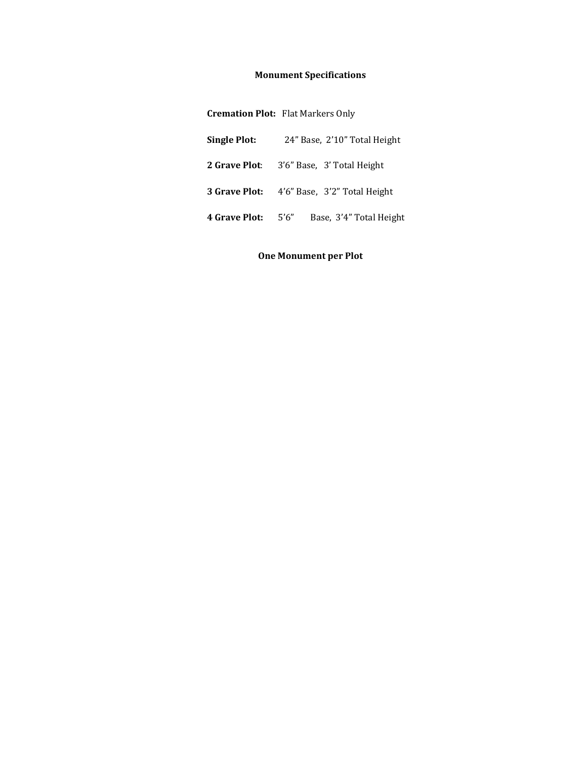### Monument Specifications

**Cremation Plot:** Flat Markers Only

**Single Plot:** 24" Base, 2'10" Total Height

**2 Grave Plot**: 3'6" Base, 3' Total Height

**3 Grave Plot:** 4'6" Base, 3'2" Total Height

**4 Grave Plot:** 5'6" Base, 3'4" Total Height

**One Monument per Plot**